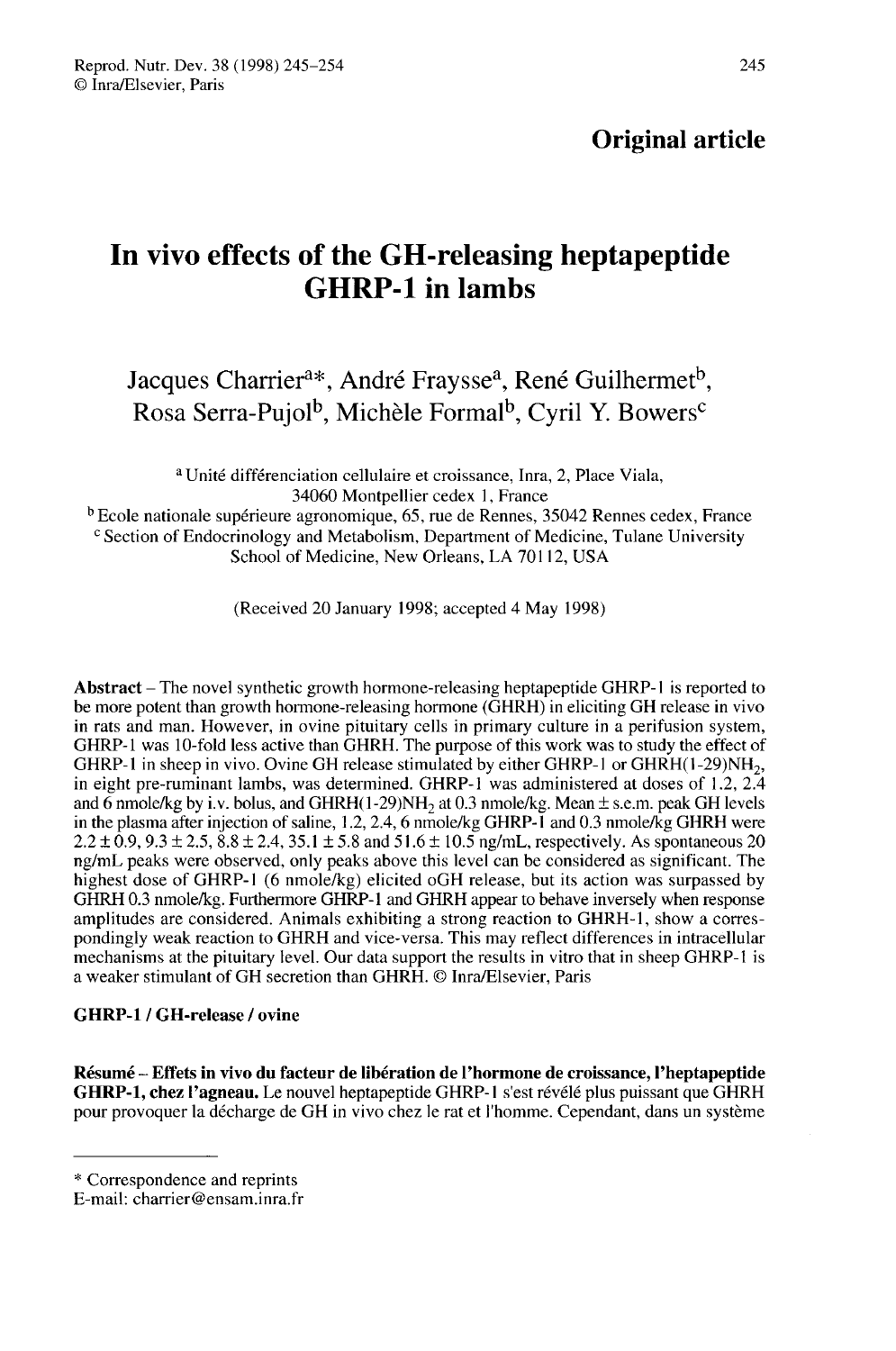**Original article**

# In vivo effects of the GH-releasing heptapeptide GHRP-1 in lambs

Jacques Charrier[a*], André Fraysse[a], René Guilhermet[b], Rosa Serra-Pujol[b], Michèle Formal[b], Cyril Y. Bowers[c]

[a] Unité différenciation cellulaire et croissance, Inra, 2, Place Viala, 34060 Montpellier cedex 1, France
[b] Ecole nationale supérieure agronomique, 65, rue de Rennes, 35042 Rennes cedex, France
[c] Section of Endocrinology and Metabolism, Department of Medicine, Tulane University School of Medicine, New Orleans, LA 70112, USA

(Received 20 January 1998; accepted 4 May 1998)

**Abstract** – The novel synthetic growth hormone-releasing heptapeptide GHRP-1 is reported to be more potent than growth hormone-releasing hormone (GHRH) in eliciting GH release in vivo in rats and man. However, in ovine pituitary cells in primary culture in a perifusion system, GHRP-1 was 10-fold less active than GHRH. The purpose of this work was to study the effect of GHRP-1 in sheep in vivo. Ovine GH release stimulated by either GHRP-1 or GHRH(1-29)$NH_2$, in eight pre-ruminant lambs, was determined. GHRP-1 was administered at doses of 1.2, 2.4 and 6 nmole/kg by i.v. bolus, and GHRH(1-29)$NH_2$ at 0.3 nmole/kg. Mean ± s.e.m. peak GH levels in the plasma after injection of saline, 1.2, 2.4, 6 nmole/kg GHRP-1 and 0.3 nmole/kg GHRH were 2.2 ± 0.9, 9.3 ± 2.5, 8.8 ± 2.4, 35.1 ± 5.8 and 51.6 ± 10.5 ng/mL, respectively. As spontaneous 20 ng/mL peaks were observed, only peaks above this level can be considered as significant. The highest dose of GHRP-1 (6 nmole/kg) elicited oGH release, but its action was surpassed by GHRH 0.3 nmole/kg. Furthermore GHRP-1 and GHRH appear to behave inversely when response amplitudes are considered. Animals exhibiting a strong reaction to GHRH-1, show a correspondingly weak reaction to GHRH and vice-versa. This may reflect differences in intracellular mechanisms at the pituitary level. Our data support the results in vitro that in sheep GHRP-1 is a weaker stimulant of GH secretion than GHRH. © Inra/Elsevier, Paris

**GHRP-1 / GH-release / ovine**

**Résumé – Effets in vivo du facteur de libération de l'hormone de croissance, l'heptapeptide GHRP-1, chez l'agneau.** Le nouvel heptapeptide GHRP-1 s'est révélé plus puissant que GHRH pour provoquer la décharge de GH in vivo chez le rat et l'homme. Cependant, dans un système

---

\* Correspondence and reprints
E-mail: charrier@ensam.inra.fr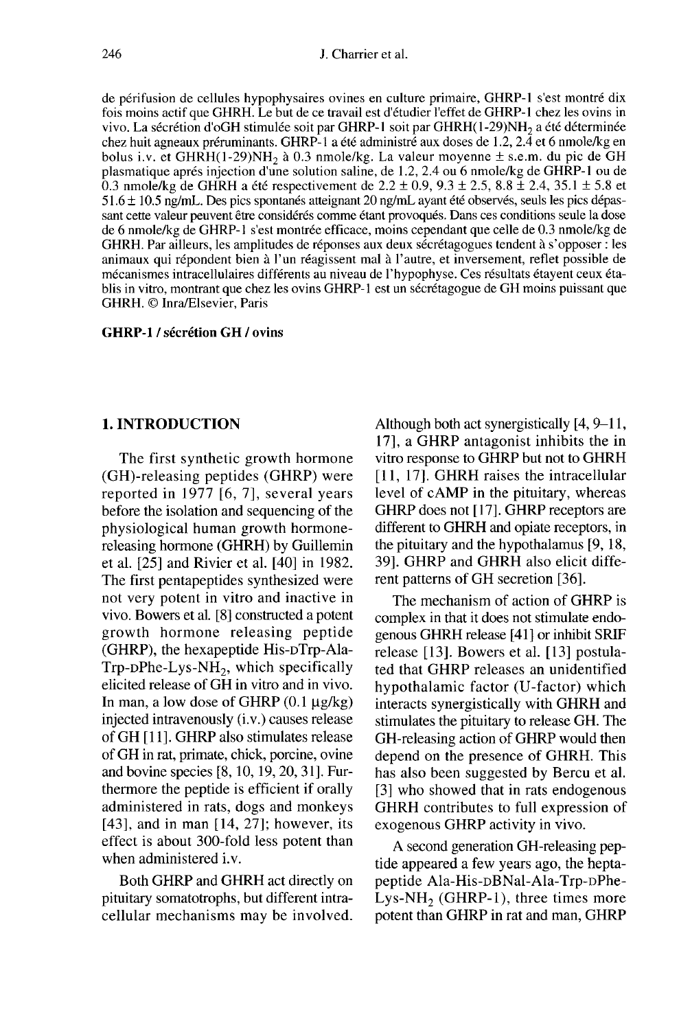de périfusion de cellules hypophysaires ovines en culture primaire, GHRP-1 s'est montré dix fois moins actif que GHRH. Le but de ce travail est d'étudier l'effet de GHRP-1 chez les ovins in vivo. La sécrétion d'oGH stimulée soit par GHRP-1 soit par GHRH(1-29)$NH_2$ a été déterminée chez huit agneaux préruminants. GHRP-1 a été administré aux doses de 1.2, 2.4 et 6 nmole/kg en bolus i.v. et GHRH(1-29)$NH_2$ à 0.3 nmole/kg. La valeur moyenne ± s.e.m. du pic de GH plasmatique aprés injection d'une solution saline, de 1.2, 2.4 ou 6 nmole/kg de GHRP-1 ou de 0.3 nmole/kg de GHRH a été respectivement de 2.2 ± 0.9, 9.3 ± 2.5, 8.8 ± 2.4, 35.1 ± 5.8 et 51.6 ± 10.5 ng/mL. Des pics spontanés atteignant 20 ng/mL ayant été observés, seuls les pics dépassant cette valeur peuvent être considérés comme étant provoqués. Dans ces conditions seule la dose de 6 nmole/kg de GHRP-1 s'est montrée efficace, moins cependant que celle de 0.3 nmole/kg de GHRH. Par ailleurs, les amplitudes de réponses aux deux sécrétagogues tendent à s'opposer : les animaux qui répondent bien à l'un réagissent mal à l'autre, et inversement, reflet possible de mécanismes intracellulaires différents au niveau de l'hypophyse. Ces résultats étayent ceux établis in vitro, montrant que chez les ovins GHRP-1 est un sécrétagogue de GH moins puissant que GHRH. © Inra/Elsevier, Paris

**GHRP-1 / sécrétion GH / ovins**

## 1. INTRODUCTION

The first synthetic growth hormone (GH)-releasing peptides (GHRP) were reported in 1977 [6, 7], several years before the isolation and sequencing of the physiological human growth hormone-releasing hormone (GHRH) by Guillemin et al. [25] and Rivier et al. [40] in 1982. The first pentapeptides synthesized were not very potent in vitro and inactive in vivo. Bowers et al. [8] constructed a potent growth hormone releasing peptide (GHRP), the hexapeptide His-DTrp-Ala-Trp-DPhe-Lys-$NH_2$, which specifically elicited release of GH in vitro and in vivo. In man, a low dose of GHRP (0.1 μg/kg) injected intravenously (i.v.) causes release of GH [11]. GHRP also stimulates release of GH in rat, primate, chick, porcine, ovine and bovine species [8, 10, 19, 20, 31]. Furthermore the peptide is efficient if orally administered in rats, dogs and monkeys [43], and in man [14, 27]; however, its effect is about 300-fold less potent than when administered i.v.

Both GHRP and GHRH act directly on pituitary somatotrophs, but different intracellular mechanisms may be involved. Although both act synergistically [4, 9–11, 17], a GHRP antagonist inhibits the in vitro response to GHRP but not to GHRH [11, 17]. GHRH raises the intracellular level of cAMP in the pituitary, whereas GHRP does not [17]. GHRP receptors are different to GHRH and opiate receptors, in the pituitary and the hypothalamus [9, 18, 39]. GHRP and GHRH also elicit different patterns of GH secretion [36].

The mechanism of action of GHRP is complex in that it does not stimulate endogenous GHRH release [41] or inhibit SRIF release [13]. Bowers et al. [13] postulated that GHRP releases an unidentified hypothalamic factor (U-factor) which interacts synergistically with GHRH and stimulates the pituitary to release GH. The GH-releasing action of GHRP would then depend on the presence of GHRH. This has also been suggested by Bercu et al. [3] who showed that in rats endogenous GHRH contributes to full expression of exogenous GHRP activity in vivo.

A second generation GH-releasing peptide appeared a few years ago, the heptapeptide Ala-His-DBNal-Ala-Trp-DPhe-Lys-$NH_2$ (GHRP-1), three times more potent than GHRP in rat and man, GHRP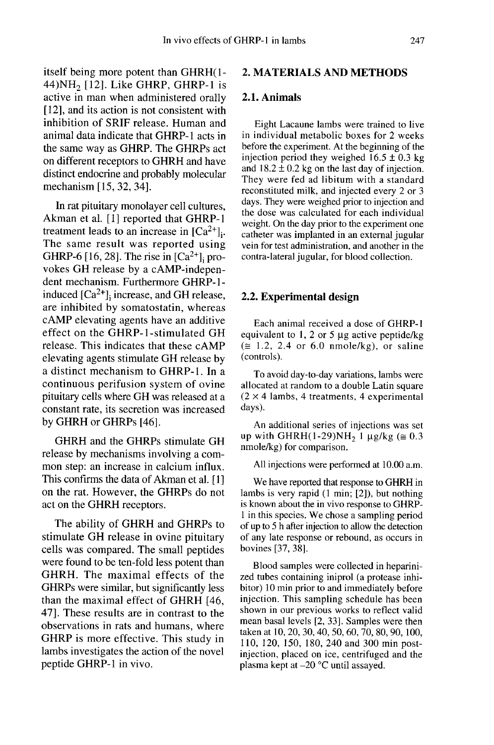itself being more potent than GHRH(1-44)$NH_2$ [12]. Like GHRP, GHRP-1 is active in man when administered orally [12], and its action is not consistent with inhibition of SRIF release. Human and animal data indicate that GHRP-1 acts in the same way as GHRP. The GHRPs act on different receptors to GHRH and have distinct endocrine and probably molecular mechanism [15, 32, 34].

In rat pituitary monolayer cell cultures, Akman et al. [1] reported that GHRP-1 treatment leads to an increase in $[Ca^{2+}]_i$. The same result was reported using GHRP-6 [16, 28]. The rise in $[Ca^{2+}]_i$ provokes GH release by a cAMP-independent mechanism. Furthermore GHRP-1-induced $[Ca^{2+}]_i$ increase, and GH release, are inhibited by somatostatin, whereas cAMP elevating agents have an additive effect on the GHRP-1-stimulated GH release. This indicates that these cAMP elevating agents stimulate GH release by a distinct mechanism to GHRP-1. In a continuous perifusion system of ovine pituitary cells where GH was released at a constant rate, its secretion was increased by GHRH or GHRPs [46].

GHRH and the GHRPs stimulate GH release by mechanisms involving a common step: an increase in calcium influx. This confirms the data of Akman et al. [1] on the rat. However, the GHRPs do not act on the GHRH receptors.

The ability of GHRH and GHRPs to stimulate GH release in ovine pituitary cells was compared. The small peptides were found to be ten-fold less potent than GHRH. The maximal effects of the GHRPs were similar, but significantly less than the maximal effect of GHRH [46, 47]. These results are in contrast to the observations in rats and humans, where GHRP is more effective. This study in lambs investigates the action of the novel peptide GHRP-1 in vivo.

## 2. MATERIALS AND METHODS

### 2.1. Animals

Eight Lacaune lambs were trained to live in individual metabolic boxes for 2 weeks before the experiment. At the beginning of the injection period they weighed 16.5 ± 0.3 kg and 18.2 ± 0.2 kg on the last day of injection. They were fed ad libitum with a standard reconstituted milk, and injected every 2 or 3 days. They were weighed prior to injection and the dose was calculated for each individual weight. On the day prior to the experiment one catheter was implanted in an external jugular vein for test administration, and another in the contra-lateral jugular, for blood collection.

### 2.2. Experimental design

Each animal received a dose of GHRP-1 equivalent to 1, 2 or 5 μg active peptide/kg (≅ 1.2, 2.4 or 6.0 nmole/kg), or saline (controls).

To avoid day-to-day variations, lambs were allocated at random to a double Latin square (2 × 4 lambs, 4 treatments, 4 experimental days).

An additional series of injections was set up with GHRH(1-29)$NH_2$ 1 μg/kg (≅ 0.3 nmole/kg) for comparison.

All injections were performed at 10.00 a.m.

We have reported that response to GHRH in lambs is very rapid (1 min; [2]), but nothing is known about the in vivo response to GHRP-1 in this species. We chose a sampling period of up to 5 h after injection to allow the detection of any late response or rebound, as occurs in bovines [37, 38].

Blood samples were collected in heparinized tubes containing iniprol (a protease inhibitor) 10 min prior to and immediately before injection. This sampling schedule has been shown in our previous works to reflect valid mean basal levels [2, 33]. Samples were then taken at 10, 20, 30, 40, 50, 60, 70, 80, 90, 100, 110, 120, 150, 180, 240 and 300 min post-injection, placed on ice, centrifuged and the plasma kept at –20 °C until assayed.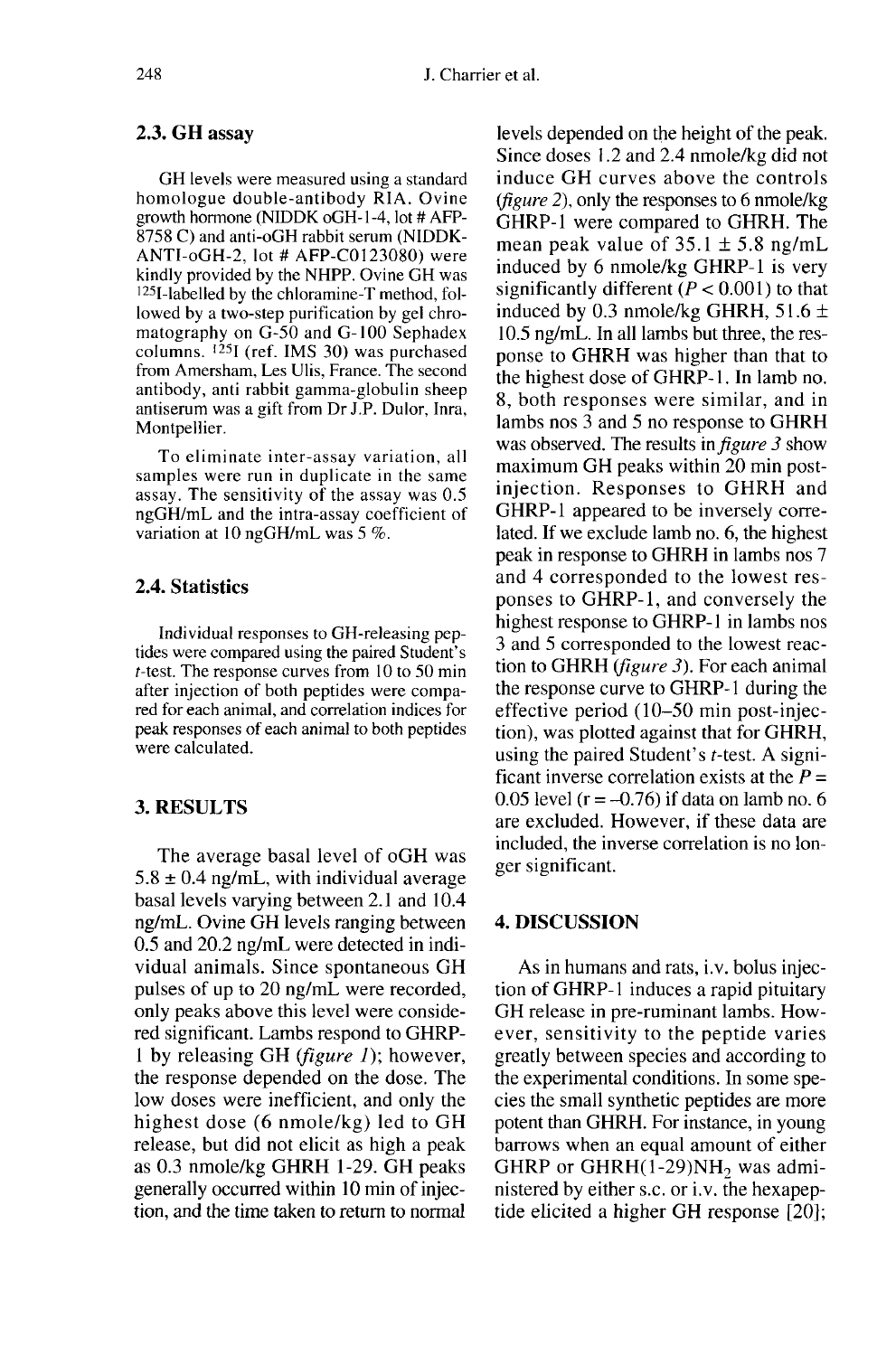### 2.3. GH assay

GH levels were measured using a standard homologue double-antibody RIA. Ovine growth hormone (NIDDK oGH-1-4, lot # AFP-8758 C) and anti-oGH rabbit serum (NIDDK-ANTI-oGH-2, lot # AFP-C0123080) were kindly provided by the NHPP. Ovine GH was $^{125}$I-labelled by the chloramine-T method, followed by a two-step purification by gel chromatography on G-50 and G-100 Sephadex columns. $^{125}$I (ref. IMS 30) was purchased from Amersham, Les Ulis, France. The second antibody, anti rabbit gamma-globulin sheep antiserum was a gift from Dr J.P. Dulor, Inra, Montpellier.

To eliminate inter-assay variation, all samples were run in duplicate in the same assay. The sensitivity of the assay was 0.5 ngGH/mL and the intra-assay coefficient of variation at 10 ngGH/mL was 5 %.

### 2.4. Statistics

Individual responses to GH-releasing peptides were compared using the paired Student's *t*-test. The response curves from 10 to 50 min after injection of both peptides were compared for each animal, and correlation indices for peak responses of each animal to both peptides were calculated.

## 3. RESULTS

The average basal level of oGH was 5.8 ± 0.4 ng/mL, with individual average basal levels varying between 2.1 and 10.4 ng/mL. Ovine GH levels ranging between 0.5 and 20.2 ng/mL were detected in individual animals. Since spontaneous GH pulses of up to 20 ng/mL were recorded, only peaks above this level were considered significant. Lambs respond to GHRP-1 by releasing GH (*figure 1*); however, the response depended on the dose. The low doses were inefficient, and only the highest dose (6 nmole/kg) led to GH release, but did not elicit as high a peak as 0.3 nmole/kg GHRH 1-29. GH peaks generally occurred within 10 min of injection, and the time taken to return to normal levels depended on the height of the peak. Since doses 1.2 and 2.4 nmole/kg did not induce GH curves above the controls (*figure 2*), only the responses to 6 nmole/kg GHRP-1 were compared to GHRH. The mean peak value of 35.1 ± 5.8 ng/mL induced by 6 nmole/kg GHRP-1 is very significantly different ($P < 0.001$) to that induced by 0.3 nmole/kg GHRH, 51.6 ± 10.5 ng/mL. In all lambs but three, the response to GHRH was higher than that to the highest dose of GHRP-1. In lamb no. 8, both responses were similar, and in lambs nos 3 and 5 no response to GHRH was observed. The results in *figure 3* show maximum GH peaks within 20 min post-injection. Responses to GHRH and GHRP-1 appeared to be inversely correlated. If we exclude lamb no. 6, the highest peak in response to GHRH in lambs nos 7 and 4 corresponded to the lowest responses to GHRP-1, and conversely the highest response to GHRP-1 in lambs nos 3 and 5 corresponded to the lowest reaction to GHRH (*figure 3*). For each animal the response curve to GHRP-1 during the effective period (10–50 min post-injection), was plotted against that for GHRH, using the paired Student's *t*-test. A significant inverse correlation exists at the $P = 0.05$ level ($r = -0.76$) if data on lamb no. 6 are excluded. However, if these data are included, the inverse correlation is no longer significant.

## 4. DISCUSSION

As in humans and rats, i.v. bolus injection of GHRP-1 induces a rapid pituitary GH release in pre-ruminant lambs. However, sensitivity to the peptide varies greatly between species and according to the experimental conditions. In some species the small synthetic peptides are more potent than GHRH. For instance, in young barrows when an equal amount of either GHRP or GHRH(1-29)$NH_2$ was administered by either s.c. or i.v. the hexapeptide elicited a higher GH response [20];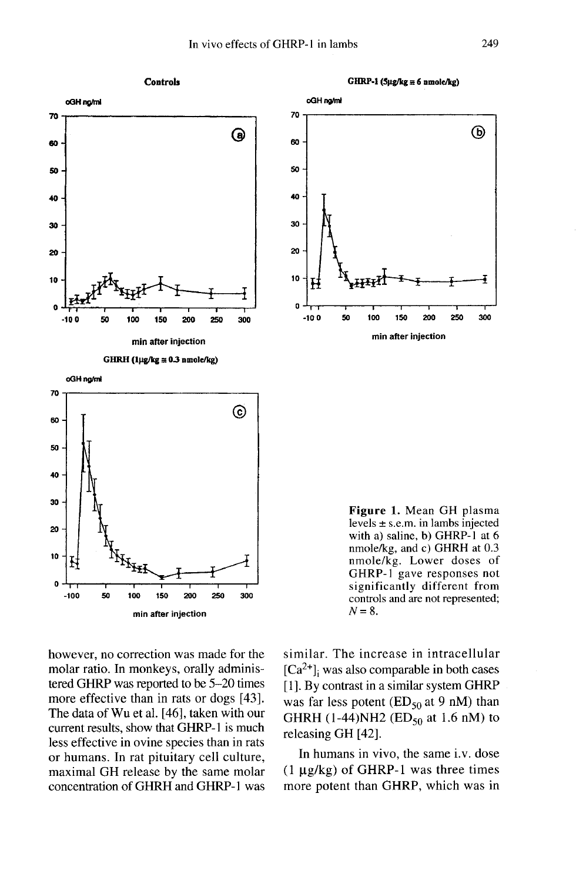**Figure 1.** Mean GH plasma levels ± s.e.m. in lambs injected with a) saline, b) GHRP-1 at 6 nmole/kg, and c) GHRH at 0.3 nmole/kg. Lower doses of GHRP-1 gave responses not significantly different from controls and are not represented; $N = 8$.

however, no correction was made for the molar ratio. In monkeys, orally administered GHRP was reported to be 5–20 times more effective than in rats or dogs [43]. The data of Wu et al. [46], taken with our current results, show that GHRP-1 is much less effective in ovine species than in rats or humans. In rat pituitary cell culture, maximal GH release by the same molar concentration of GHRH and GHRP-1 was similar. The increase in intracellular $[Ca^{2+}]_i$ was also comparable in both cases [1]. By contrast in a similar system GHRP was far less potent ($ED_{50}$ at 9 nM) than GHRH (1-44)NH2 ($ED_{50}$ at 1.6 nM) to releasing GH [42].

In humans in vivo, the same i.v. dose (1 μg/kg) of GHRP-1 was three times more potent than GHRP, which was in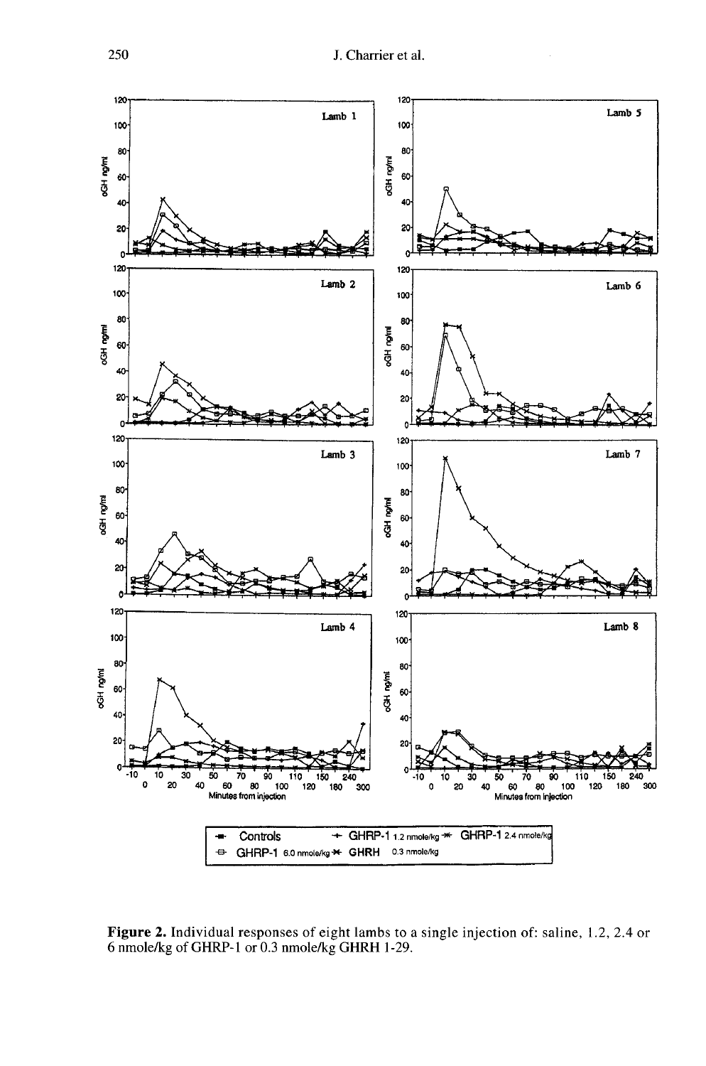**Figure 2.** Individual responses of eight lambs to a single injection of: saline, 1.2, 2.4 or 6 nmole/kg of GHRP-1 or 0.3 nmole/kg GHRH 1-29.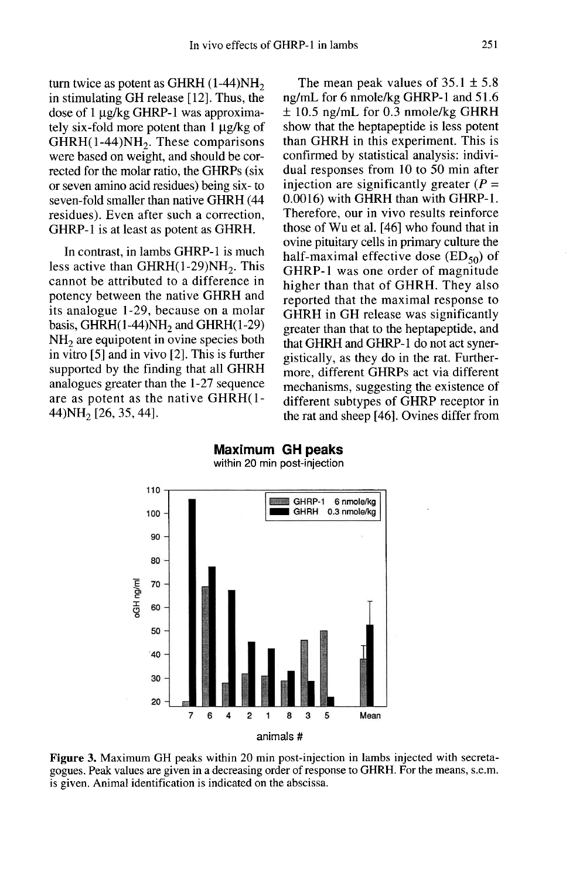turn twice as potent as GHRH $(1\text{-}44)NH_2$ in stimulating GH release [12]. Thus, the dose of 1 µg/kg GHRP-1 was approximately six-fold more potent than 1 µg/kg of $GHRH(1\text{-}44)NH_2$. These comparisons were based on weight, and should be corrected for the molar ratio, the GHRPs (six or seven amino acid residues) being six- to seven-fold smaller than native GHRH (44 residues). Even after such a correction, GHRP-1 is at least as potent as GHRH.

In contrast, in lambs GHRP-1 is much less active than $GHRH(1\text{-}29)NH_2$. This cannot be attributed to a difference in potency between the native GHRH and its analogue 1-29, because on a molar basis, $GHRH(1\text{-}44)NH_2$ and $GHRH(1\text{-}29)NH_2$ are equipotent in ovine species both in vitro [5] and in vivo [2]. This is further supported by the finding that all GHRH analogues greater than the 1-27 sequence are as potent as the native $GHRH(1\text{-}44)NH_2$ [26, 35, 44].

The mean peak values of 35.1 ± 5.8 ng/mL for 6 nmole/kg GHRP-1 and 51.6 ± 10.5 ng/mL for 0.3 nmole/kg GHRH show that the heptapeptide is less potent than GHRH in this experiment. This is confirmed by statistical analysis: individual responses from 10 to 50 min after injection are significantly greater ($P = 0.0016$) with GHRH than with GHRP-1. Therefore, our in vivo results reinforce those of Wu et al. [46] who found that in ovine pituitary cells in primary culture the half-maximal effective dose ($ED_{50}$) of GHRP-1 was one order of magnitude higher than that of GHRH. They also reported that the maximal response to GHRH in GH release was significantly greater than that to the heptapeptide, and that GHRH and GHRP-1 do not act synergistically, as they do in the rat. Furthermore, different GHRPs act via different mechanisms, suggesting the existence of different subtypes of GHRP receptor in the rat and sheep [46]. Ovines differ from

**Maximum GH peaks**
within 20 min post-injection

**Figure 3.** Maximum GH peaks within 20 min post-injection in lambs injected with secretagogues. Peak values are given in a decreasing order of response to GHRH. For the means, s.e.m. is given. Animal identification is indicated on the abscissa.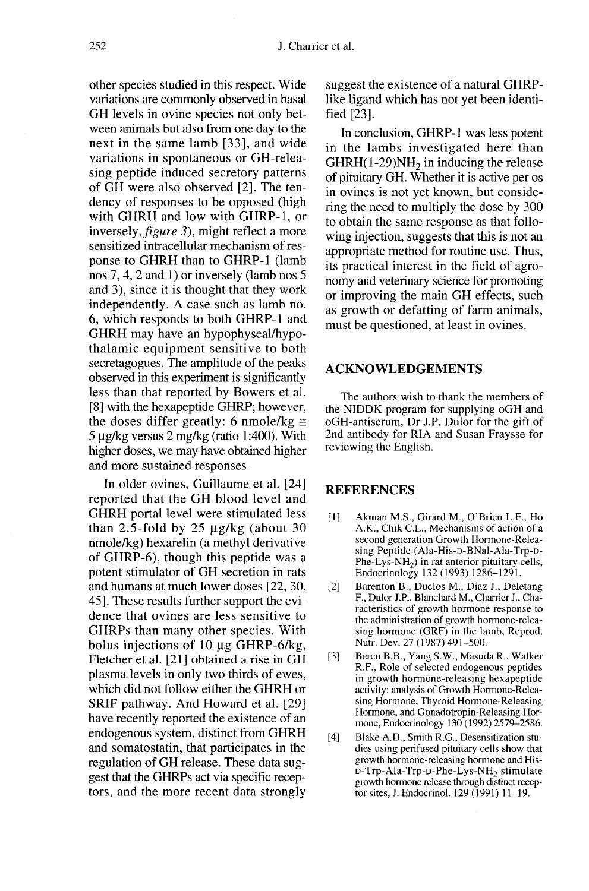other species studied in this respect. Wide variations are commonly observed in basal GH levels in ovine species not only between animals but also from one day to the next in the same lamb [33], and wide variations in spontaneous or GH-releasing peptide induced secretory patterns of GH were also observed [2]. The tendency of responses to be opposed (high with GHRH and low with GHRP-1, or inversely, *figure 3*), might reflect a more sensitized intracellular mechanism of response to GHRH than to GHRP-1 (lamb nos 7, 4, 2 and 1) or inversely (lamb nos 5 and 3), since it is thought that they work independently. A case such as lamb no. 6, which responds to both GHRP-1 and GHRH may have an hypophyseal/hypothalamic equipment sensitive to both secretagogues. The amplitude of the peaks observed in this experiment is significantly less than that reported by Bowers et al. [8] with the hexapeptide GHRP; however, the doses differ greatly: 6 nmole/kg $\cong$ 5 µg/kg versus 2 mg/kg (ratio 1:400). With higher doses, we may have obtained higher and more sustained responses.

In older ovines, Guillaume et al. [24] reported that the GH blood level and GHRH portal level were stimulated less than 2.5-fold by 25 µg/kg (about 30 nmole/kg) hexarelin (a methyl derivative of GHRP-6), though this peptide was a potent stimulator of GH secretion in rats and humans at much lower doses [22, 30, 45]. These results further support the evidence that ovines are less sensitive to GHRPs than many other species. With bolus injections of 10 µg GHRP-6/kg, Fletcher et al. [21] obtained a rise in GH plasma levels in only two thirds of ewes, which did not follow either the GHRH or SRIF pathway. And Howard et al. [29] have recently reported the existence of an endogenous system, distinct from GHRH and somatostatin, that participates in the regulation of GH release. These data suggest that the GHRPs act via specific receptors, and the more recent data strongly suggest the existence of a natural GHRP-like ligand which has not yet been identified [23].

In conclusion, GHRP-1 was less potent in the lambs investigated here than GHRH(1-29)$NH_2$ in inducing the release of pituitary GH. Whether it is active per os in ovines is not yet known, but considering the need to multiply the dose by 300 to obtain the same response as that following injection, suggests that this is not an appropriate method for routine use. Thus, its practical interest in the field of agronomy and veterinary science for promoting or improving the main GH effects, such as growth or defatting of farm animals, must be questioned, at least in ovines.

## ACKNOWLEDGEMENTS

The authors wish to thank the members of the NIDDK program for supplying oGH and oGH-antiserum, Dr J.P. Dulor for the gift of 2nd antibody for RIA and Susan Fraysse for reviewing the English.

## REFERENCES

[1] Akman M.S., Girard M., O'Brien L.F., Ho A.K., Chik C.L., Mechanisms of action of a second generation Growth Hormone-Releasing Peptide (Ala-His-D-BNal-Ala-Trp-D-Phe-Lys-$NH_2$) in rat anterior pituitary cells, Endocrinology 132 (1993) 1286–1291.

[2] Barenton B., Duclos M., Diaz J., Deletang F., Dulor J.P., Blanchard M., Charrier J., Characteristics of growth hormone response to the administration of growth hormone-releasing hormone (GRF) in the lamb, Reprod. Nutr. Dev. 27 (1987) 491–500.

[3] Bercu B.B., Yang S.W., Masuda R., Walker R.F., Role of selected endogenous peptides in growth hormone-releasing hexapeptide activity: analysis of Growth Hormone-Releasing Hormone, Thyroid Hormone-Releasing Hormone, and Gonadotropin-Releasing Hormone, Endocrinology 130 (1992) 2579–2586.

[4] Blake A.D., Smith R.G., Desensitization studies using perifused pituitary cells show that growth hormone-releasing hormone and His-D-Trp-Ala-Trp-D-Phe-Lys-$NH_2$ stimulate growth hormone release through distinct receptor sites, J. Endocrinol. 129 (1991) 11–19.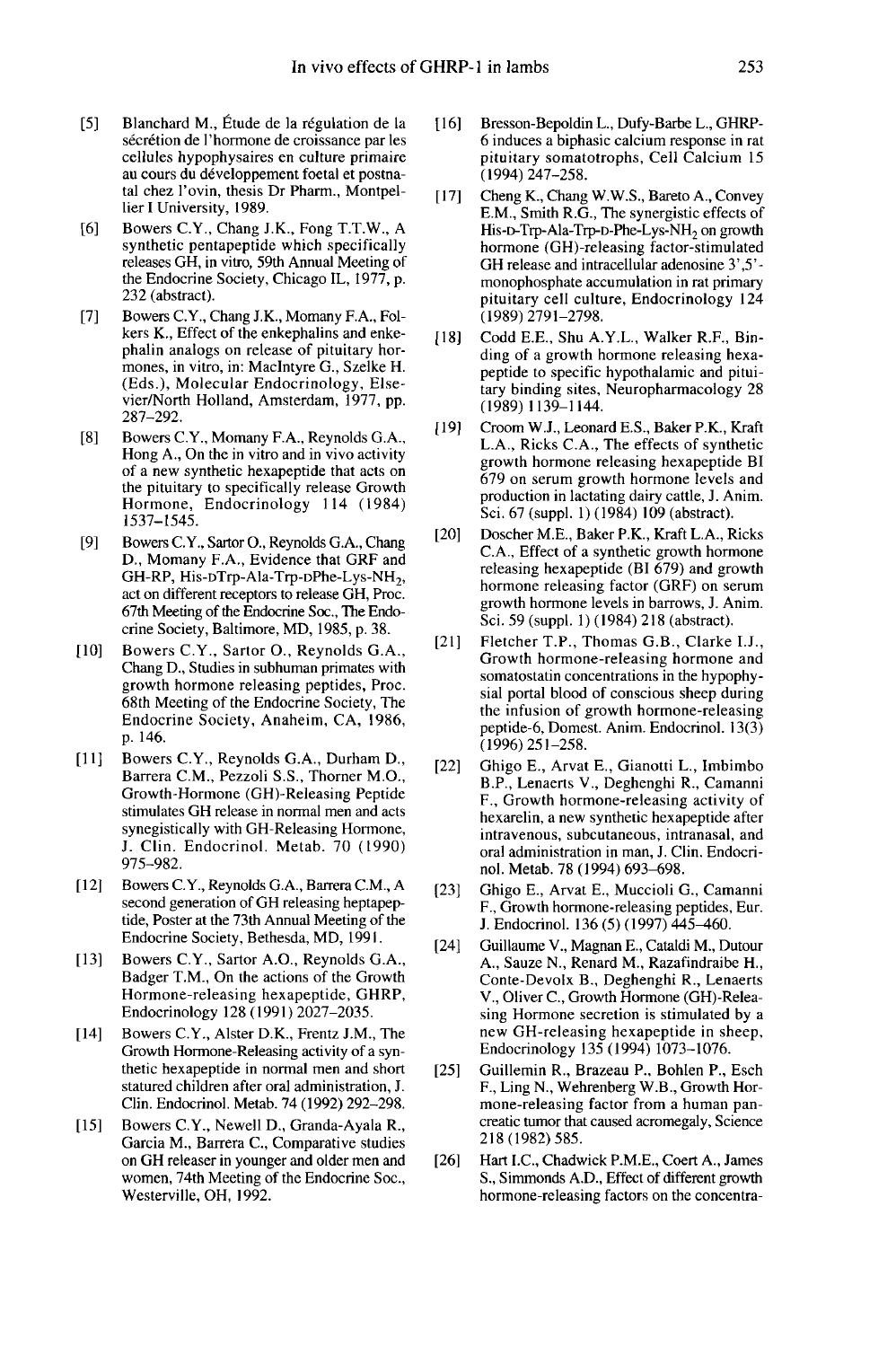[5] Blanchard M., Étude de la régulation de la sécrétion de l'hormone de croissance par les cellules hypophysaires en culture primaire au cours du développement foetal et postnatal chez l'ovin, thesis Dr Pharm., Montpellier I University, 1989.

[6] Bowers C.Y., Chang J.K., Fong T.T.W., A synthetic pentapeptide which specifically releases GH, in vitro, 59th Annual Meeting of the Endocrine Society, Chicago IL, 1977, p. 232 (abstract).

[7] Bowers C.Y., Chang J.K., Momany F.A., Folkers K., Effect of the enkephalins and enkephalin analogs on release of pituitary hormones, in vitro, in: MacIntyre G., Szelke H. (Eds.), Molecular Endocrinology, Elsevier/North Holland, Amsterdam, 1977, pp. 287–292.

[8] Bowers C.Y., Momany F.A., Reynolds G.A., Hong A., On the in vitro and in vivo activity of a new synthetic hexapeptide that acts on the pituitary to specifically release Growth Hormone, Endocrinology 114 (1984) 1537–1545.

[9] Bowers C.Y., Sartor O., Reynolds G.A., Chang D., Momany F.A., Evidence that GRF and GH-RP, His-DTrp-Ala-Trp-DPhe-Lys-$NH_2$, act on different receptors to release GH, Proc. 67th Meeting of the Endocrine Soc., The Endocrine Society, Baltimore, MD, 1985, p. 38.

[10] Bowers C.Y., Sartor O., Reynolds G.A., Chang D., Studies in subhuman primates with growth hormone releasing peptides, Proc. 68th Meeting of the Endocrine Society, The Endocrine Society, Anaheim, CA, 1986, p. 146.

[11] Bowers C.Y., Reynolds G.A., Durham D., Barrera C.M., Pezzoli S.S., Thorner M.O., Growth-Hormone (GH)-Releasing Peptide stimulates GH release in normal men and acts synegistically with GH-Releasing Hormone, J. Clin. Endocrinol. Metab. 70 (1990) 975–982.

[12] Bowers C.Y., Reynolds G.A., Barrera C.M., A second generation of GH releasing heptapeptide, Poster at the 73th Annual Meeting of the Endocrine Society, Bethesda, MD, 1991.

[13] Bowers C.Y., Sartor A.O., Reynolds G.A., Badger T.M., On the actions of the Growth Hormone-releasing hexapeptide, GHRP, Endocrinology 128 (1991) 2027–2035.

[14] Bowers C.Y., Alster D.K., Frentz J.M., The Growth Hormone-Releasing activity of a synthetic hexapeptide in normal men and short statured children after oral administration, J. Clin. Endocrinol. Metab. 74 (1992) 292–298.

[15] Bowers C.Y., Newell D., Granda-Ayala R., Garcia M., Barrera C., Comparative studies on GH releaser in younger and older men and women, 74th Meeting of the Endocrine Soc., Westerville, OH, 1992.

[16] Bresson-Bepoldin L., Dufy-Barbe L., GHRP-6 induces a biphasic calcium response in rat pituitary somatotrophs, Cell Calcium 15 (1994) 247–258.

[17] Cheng K., Chang W.W.S., Bareto A., Convey E.M., Smith R.G., The synergistic effects of His-D-Trp-Ala-Trp-D-Phe-Lys-$NH_2$ on growth hormone (GH)-releasing factor-stimulated GH release and intracellular adenosine 3',5'-monophosphate accumulation in rat primary pituitary cell culture, Endocrinology 124 (1989) 2791–2798.

[18] Codd E.E., Shu A.Y.L., Walker R.F., Binding of a growth hormone releasing hexapeptide to specific hypothalamic and pituitary binding sites, Neuropharmacology 28 (1989) 1139–1144.

[19] Croom W.J., Leonard E.S., Baker P.K., Kraft L.A., Ricks C.A., The effects of synthetic growth hormone releasing hexapeptide BI 679 on serum growth hormone levels and production in lactating dairy cattle, J. Anim. Sci. 67 (suppl. 1) (1984) 109 (abstract).

[20] Doscher M.E., Baker P.K., Kraft L.A., Ricks C.A., Effect of a synthetic growth hormone releasing hexapeptide (BI 679) and growth hormone releasing factor (GRF) on serum growth hormone levels in barrows, J. Anim. Sci. 59 (suppl. 1) (1984) 218 (abstract).

[21] Fletcher T.P., Thomas G.B., Clarke I.J., Growth hormone-releasing hormone and somatostatin concentrations in the hypophysial portal blood of conscious sheep during the infusion of growth hormone-releasing peptide-6, Domest. Anim. Endocrinol. 13(3) (1996) 251–258.

[22] Ghigo E., Arvat E., Gianotti L., Imbimbo B.P., Lenaerts V., Deghenghi R., Camanni F., Growth hormone-releasing activity of hexarelin, a new synthetic hexapeptide after intravenous, subcutaneous, intranasal, and oral administration in man, J. Clin. Endocrinol. Metab. 78 (1994) 693–698.

[23] Ghigo E., Arvat E., Muccioli G., Camanni F., Growth hormone-releasing peptides, Eur. J. Endocrinol. 136 (5) (1997) 445–460.

[24] Guillaume V., Magnan E., Cataldi M., Dutour A., Sauze N., Renard M., Razafindraibe H., Conte-Devolx B., Deghenghi R., Lenaerts V., Oliver C., Growth Hormone (GH)-Releasing Hormone secretion is stimulated by a new GH-releasing hexapeptide in sheep, Endocrinology 135 (1994) 1073–1076.

[25] Guillemin R., Brazeau P., Bohlen P., Esch F., Ling N., Wehrenberg W.B., Growth Hormone-releasing factor from a human pancreatic tumor that caused acromegaly, Science 218 (1982) 585.

[26] Hart I.C., Chadwick P.M.E., Coert A., James S., Simmonds A.D., Effect of different growth hormone-releasing factors on the concentra-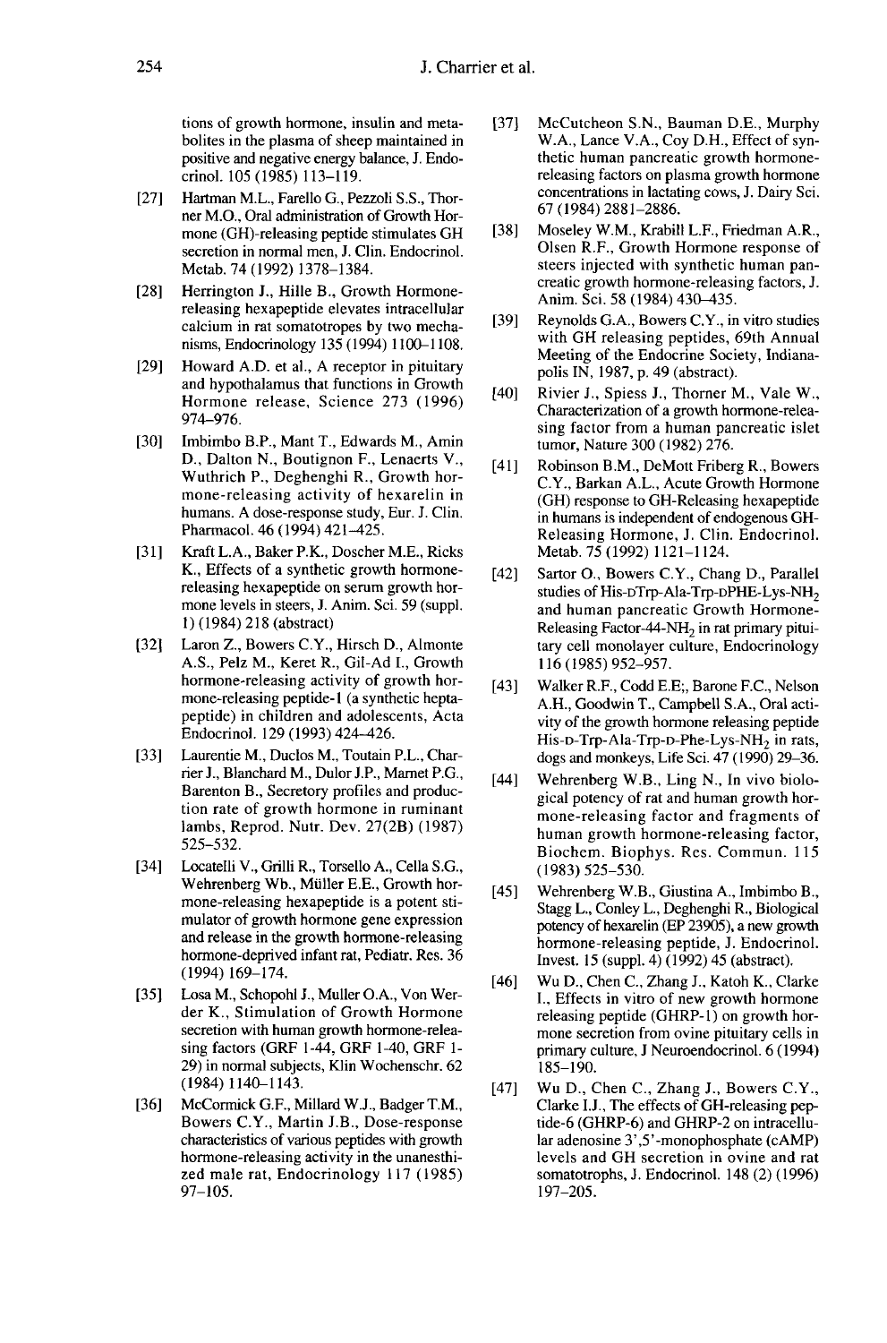tions of growth hormone, insulin and metabolites in the plasma of sheep maintained in positive and negative energy balance, J. Endocrinol. 105 (1985) 113–119.

[27] Hartman M.L., Farello G., Pezzoli S.S., Thorner M.O., Oral administration of Growth Hormone (GH)-releasing peptide stimulates GH secretion in normal men, J. Clin. Endocrinol. Metab. 74 (1992) 1378–1384.

[28] Herrington J., Hille B., Growth Hormone-releasing hexapeptide elevates intracellular calcium in rat somatotropes by two mechanisms, Endocrinology 135 (1994) 1100–1108.

[29] Howard A.D. et al., A receptor in pituitary and hypothalamus that functions in Growth Hormone release, Science 273 (1996) 974–976.

[30] Imbimbo B.P., Mant T., Edwards M., Amin D., Dalton N., Boutignon F., Lenaerts V., Wuthrich P., Deghenghi R., Growth hormone-releasing activity of hexarelin in humans. A dose-response study, Eur. J. Clin. Pharmacol. 46 (1994) 421–425.

[31] Kraft L.A., Baker P.K., Doscher M.E., Ricks K., Effects of a synthetic growth hormone-releasing hexapeptide on serum growth hormone levels in steers, J. Anim. Sci. 59 (suppl. 1) (1984) 218 (abstract)

[32] Laron Z., Bowers C.Y., Hirsch D., Almonte A.S., Pelz M., Keret R., Gil-Ad I., Growth hormone-releasing activity of growth hormone-releasing peptide-1 (a synthetic heptapeptide) in children and adolescents, Acta Endocrinol. 129 (1993) 424–426.

[33] Laurentie M., Duclos M., Toutain P.L., Charrier J., Blanchard M., Dulor J.P., Marnet P.G., Barenton B., Secretory profiles and production rate of growth hormone in ruminant lambs, Reprod. Nutr. Dev. 27(2B) (1987) 525–532.

[34] Locatelli V., Grilli R., Torsello A., Cella S.G., Wehrenberg Wb., Müller E.E., Growth hormone-releasing hexapeptide is a potent stimulator of growth hormone gene expression and release in the growth hormone-releasing hormone-deprived infant rat, Pediatr. Res. 36 (1994) 169–174.

[35] Losa M., Schopohl J., Muller O.A., Von Werder K., Stimulation of Growth Hormone secretion with human growth hormone-releasing factors (GRF 1-44, GRF 1-40, GRF 1-29) in normal subjects, Klin Wochenschr. 62 (1984) 1140–1143.

[36] McCormick G.F., Millard W.J., Badger T.M., Bowers C.Y., Martin J.B., Dose-response characteristics of various peptides with growth hormone-releasing activity in the unanesthized male rat, Endocrinology 117 (1985) 97–105.

[37] McCutcheon S.N., Bauman D.E., Murphy W.A., Lance V.A., Coy D.H., Effect of synthetic human pancreatic growth hormone-releasing factors on plasma growth hormone concentrations in lactating cows, J. Dairy Sci. 67 (1984) 2881–2886.

[38] Moseley W.M., Krabill L.F., Friedman A.R., Olsen R.F., Growth Hormone response of steers injected with synthetic human pancreatic growth hormone-releasing factors, J. Anim. Sci. 58 (1984) 430–435.

[39] Reynolds G.A., Bowers C.Y., in vitro studies with GH releasing peptides, 69th Annual Meeting of the Endocrine Society, Indianapolis IN, 1987, p. 49 (abstract).

[40] Rivier J., Spiess J., Thorner M., Vale W., Characterization of a growth hormone-releasing factor from a human pancreatic islet tumor, Nature 300 (1982) 276.

[41] Robinson B.M., DeMott Friberg R., Bowers C.Y., Barkan A.L., Acute Growth Hormone (GH) response to GH-Releasing hexapeptide in humans is independent of endogenous GH-Releasing Hormone, J. Clin. Endocrinol. Metab. 75 (1992) 1121–1124.

[42] Sartor O., Bowers C.Y., Chang D., Parallel studies of His-DTrp-Ala-Trp-DPHE-Lys-$NH_2$ and human pancreatic Growth Hormone-Releasing Factor-44-$NH_2$ in rat primary pituitary cell monolayer culture, Endocrinology 116 (1985) 952–957.

[43] Walker R.F., Codd E.E;, Barone F.C., Nelson A.H., Goodwin T., Campbell S.A., Oral activity of the growth hormone releasing peptide His-D-Trp-Ala-Trp-D-Phe-Lys-$NH_2$ in rats, dogs and monkeys, Life Sci. 47 (1990) 29–36.

[44] Wehrenberg W.B., Ling N., In vivo biological potency of rat and human growth hormone-releasing factor and fragments of human growth hormone-releasing factor, Biochem. Biophys. Res. Commun. 115 (1983) 525–530.

[45] Wehrenberg W.B., Giustina A., Imbimbo B., Stagg L., Conley L., Deghenghi R., Biological potency of hexarelin (EP 23905), a new growth hormone-releasing peptide, J. Endocrinol. Invest. 15 (suppl. 4) (1992) 45 (abstract).

[46] Wu D., Chen C., Zhang J., Katoh K., Clarke I., Effects in vitro of new growth hormone releasing peptide (GHRP-1) on growth hormone secretion from ovine pituitary cells in primary culture, J Neuroendocrinol. 6 (1994) 185–190.

[47] Wu D., Chen C., Zhang J., Bowers C.Y., Clarke I.J., The effects of GH-releasing peptide-6 (GHRP-6) and GHRP-2 on intracellular adenosine 3',5'-monophosphate (cAMP) levels and GH secretion in ovine and rat somatotrophs, J. Endocrinol. 148 (2) (1996) 197–205.